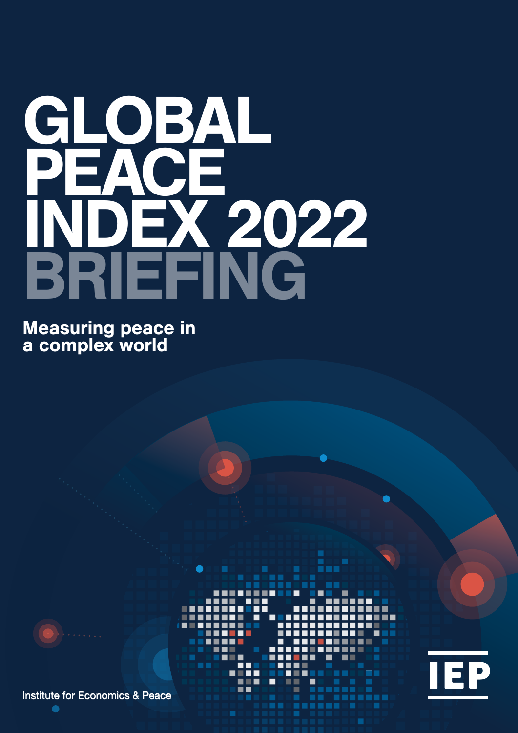# GLOBAL PEACE INDEX 2022 BRIEFING

## Measuring peace in a complex world

Institute for Economics & Peace

IEP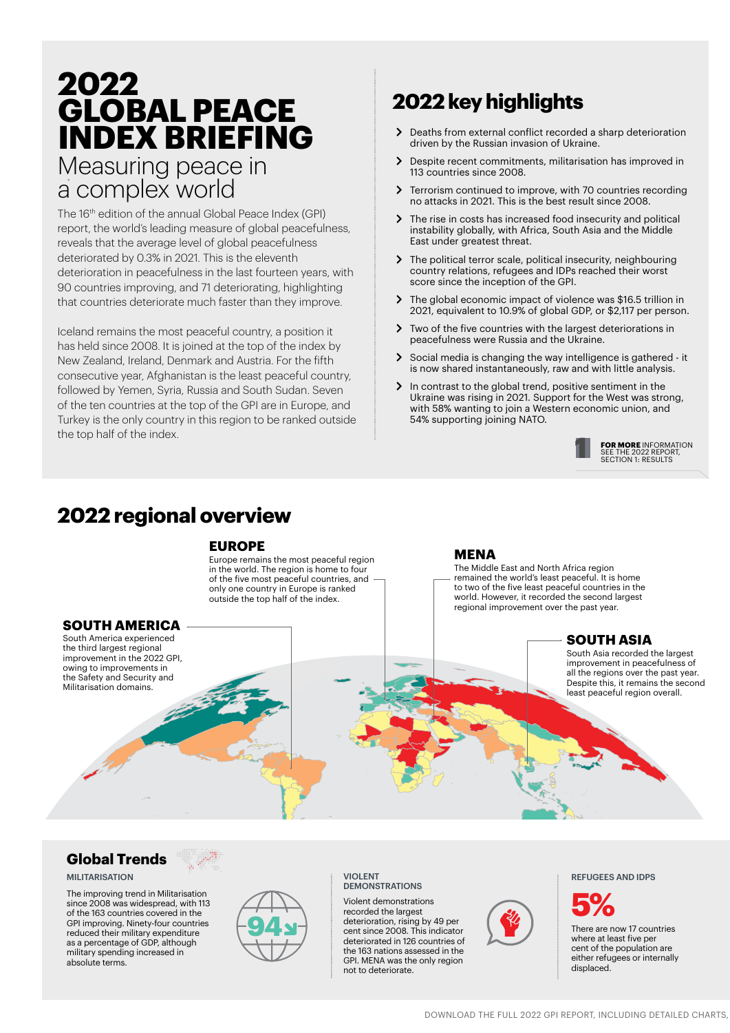# 2022 GLOBAL PEACE INDEX BRIEFING

## Measuring peace in a complex world

The 16th edition of the annual Global Peace Index (GPI) report, the world's leading measure of global peacefulness, reveals that the average level of global peacefulness deteriorated by 0.3% in 2021. This is the eleventh deterioration in peacefulness in the last fourteen years, with 90 countries improving, and 71 deteriorating, highlighting that countries deteriorate much faster than they improve.

Iceland remains the most peaceful country, a position it has held since 2008. It is joined at the top of the index by New Zealand, Ireland, Denmark and Austria. For the fifth consecutive year, Afghanistan is the least peaceful country, followed by Yemen, Syria, Russia and South Sudan. Seven of the ten countries at the top of the GPI are in Europe, and Turkey is the only country in this region to be ranked outside the top half of the index.

## 2022 key highlights

- Deaths from external conflict recorded a sharp deterioration driven by the Russian invasion of Ukraine.
- Despite recent commitments, militarisation has improved in 113 countries since 2008.
- Terrorism continued to improve, with 70 countries recording no attacks in 2021. This is the best result since 2008.
- The rise in costs has increased food insecurity and political instability globally, with Africa, South Asia and the Middle East under greatest threat.
- The political terror scale, political insecurity, neighbouring country relations, refugees and IDPs reached their worst score since the inception of the GPI.
- The global economic impact of violence was $16.5 trillion in 2021, equivalent to 10.9% of global GDP, or $2,117 per person.
- Two of the five countries with the largest deteriorations in peacefulness were Russia and the Ukraine.
- Social media is changing the way intelligence is gathered - it is now shared instantaneously, raw and with little analysis.
- In contrast to the global trend, positive sentiment in the Ukraine was rising in 2021. Support for the West was strong, with 58% wanting to join a Western economic union, and 54% supporting joining NATO.

**FOR MORE** INFORMATION SEE THE 2022 REPORT, SECTION 1: RESULTS

## 2022 regional overview

### EUROPE

Europe remains the most peaceful region in the world. The region is home to four of the five most peaceful countries, and only one country in Europe is ranked outside the top half of the index.

### MENA

The Middle East and North Africa region remained the world's least peaceful. It is home to two of the five least peaceful countries in the world. However, it recorded the second largest regional improvement over the past year.

### SOUTH AMERICA

South America experienced the third largest regional improvement in the 2022 GPI, owing to improvements in the Safety and Security and Militarisation domains.

### SOUTH ASIA

South Asia recorded the largest improvement in peacefulness of all the regions over the past year. Despite this, it remains the second least peaceful region overall.

## Global Trends

### MILITARISATION

The improving trend in Militarisation since 2008 was widespread, with 113 of the 163 countries covered in the GPI improving. Ninety-four countries reduced their military expenditure as a percentage of GDP, although military spending increased in absolute terms.

94

### VIOLENT DEMONSTRATIONS

Violent demonstrations recorded the largest deterioration, rising by 49 per cent since 2008. This indicator deteriorated in 126 countries of the 163 nations assessed in the GPI. MENA was the only region not to deteriorate.

### REFUGEES AND IDPS

**5%**

There are now 17 countries where at least five per cent of the population are either refugees or internally displaced.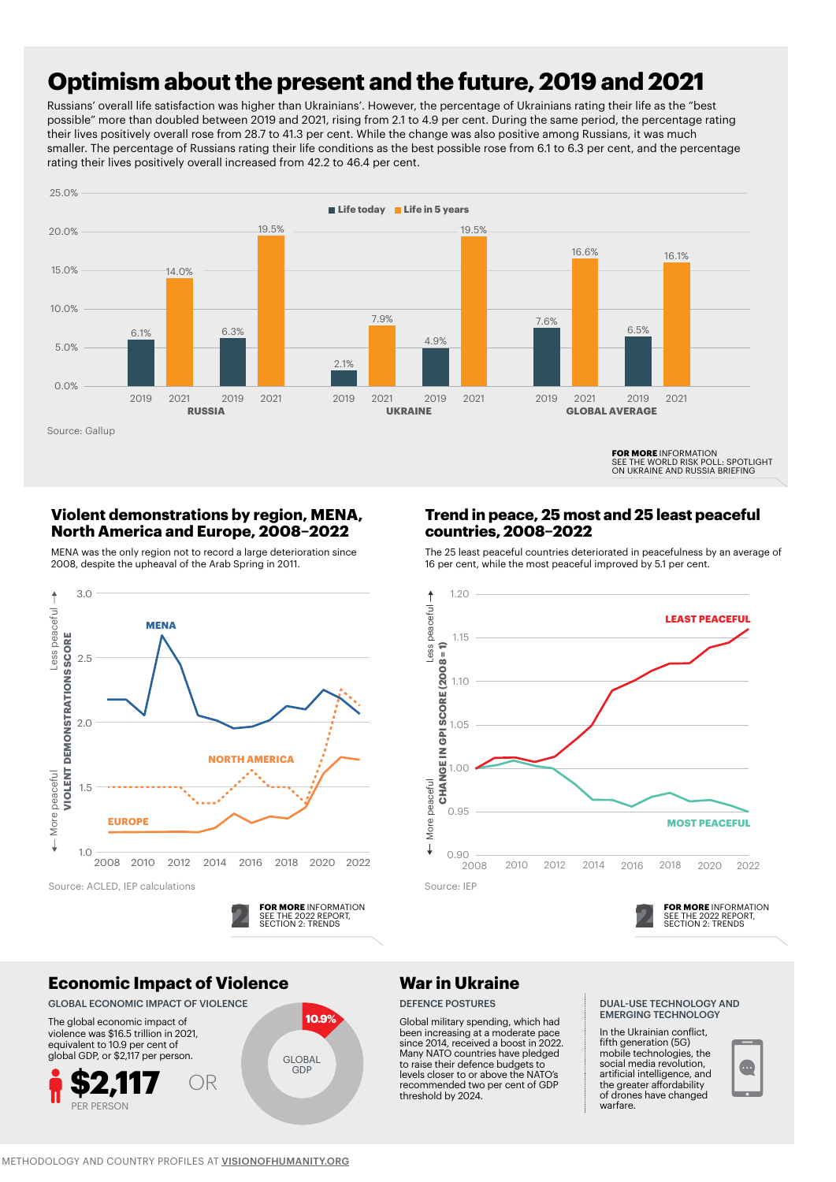## Optimism about the present and the future, 2019 and 2021

Russians' overall life satisfaction was higher than Ukrainians'. However, the percentage of Ukrainians rating their life as the "best possible" more than doubled between 2019 and 2021, rising from 2.1 to 4.9 per cent. During the same period, the percentage rating their lives positively overall rose from 28.7 to 41.3 per cent. While the change was also positive among Russians, it was much smaller. The percentage of Russians rating their life conditions as the best possible rose from 6.1 to 6.3 per cent, and the percentage rating their lives positively overall increased from 42.2 to 46.4 per cent.

| | Life today 2019 | Life in 5 years 2021 | Life today 2019 | Life in 5 years 2021 |
|---|---|---|---|---|
| Russia | 6.1% | 14.0% | 6.3% | 19.5% |
| Ukraine | 2.1% | 7.9% | 4.9% | 19.5% |
| Global average | 7.6% | 16.6% | 6.5% | 16.1% |

Source: Gallup

**FOR MORE** INFORMATION SEE THE WORLD RISK POLL: SPOTLIGHT ON UKRAINE AND RUSSIA BRIEFING

### Violent demonstrations by region, MENA, North America and Europe, 2008–2022

MENA was the only region not to record a large deterioration since 2008, despite the upheaval of the Arab Spring in 2011.

Source: ACLED, IEP calculations

**FOR MORE** INFORMATION SEE THE 2022 REPORT, SECTION 2: TRENDS

### Trend in peace, 25 most and 25 least peaceful countries, 2008–2022

The 25 least peaceful countries deteriorated in peacefulness by an average of 16 per cent, while the most peaceful improved by 5.1 per cent.

Source: IEP

**FOR MORE** INFORMATION SEE THE 2022 REPORT, SECTION 2: TRENDS

## Economic Impact of Violence

GLOBAL ECONOMIC IMPACT OF VIOLENCE

The global economic impact of violence was $16.5 trillion in 2021, equivalent to 10.9 per cent of global GDP, or $2,117 per person.

**$2,117** PER PERSON OR **10.9%** GLOBAL GDP

## War in Ukraine

DEFENCE POSTURES

Global military spending, which had been increasing at a moderate pace since 2014, received a boost in 2022. Many NATO countries have pledged to raise their defence budgets to levels closer to or above the NATO's recommended two per cent of GDP threshold by 2024.

DUAL-USE TECHNOLOGY AND EMERGING TECHNOLOGY

In the Ukrainian conflict, fifth generation (5G) mobile technologies, the social media revolution, artificial intelligence, and the greater affordability of drones have changed warfare.

METHODOLOGY AND COUNTRY PROFILES AT VISIONOFHUMANITY.ORG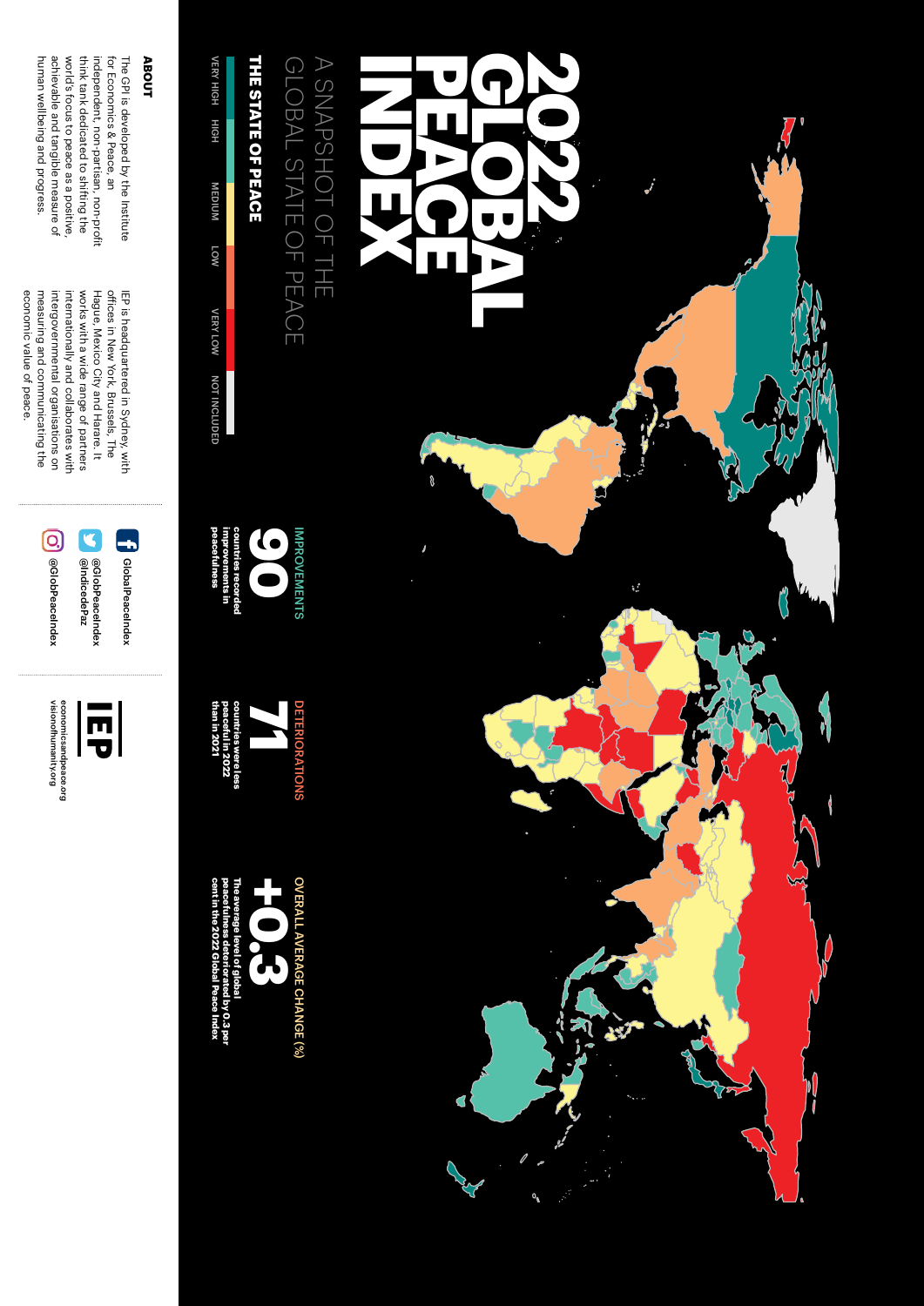# 2022 GLOBAL PEACE INDEX

A SNAPSHOT OF THE GLOBAL STATE OF PEACE

## THE STATE OF PEACE

VERY HIGH
HIGH
MEDIUM
LOW
VERY LOW
NOT INCLUDED

### ABOUT

The GPI is developed by the Institute for Economics & Peace, an independent, non-partisan, non-profit think tank dedicated to shifting the world's focus to peace as a positive, achievable and tangible measure of human wellbeing and progress.

IEP is headquartered in Sydney, with offices in New York, Brussels, The Hague, Mexico City and Harare. It works with a wide range of partners internationally and collaborates with intergovernmental organisations on measuring and communicating the economic value of peace.

IMPROVEMENTS

**90**

**countries recorded improvements in peacefulness**

DETERIORATIONS

**71**

**countries were less peaceful in 2022 than in 2021**

OVERALL AVERAGE CHANGE (%)

**+0.3**

**The average level of global peacefulness deteriorated by 0.3 per cent in the 2022 Global Peace Index**

GlobalPeaceIndex

@GlobPeaceIndex
@IndicedePaz

@GlobPeaceIndex

IEP

economicsandpeace.org
visionofhumanity.org